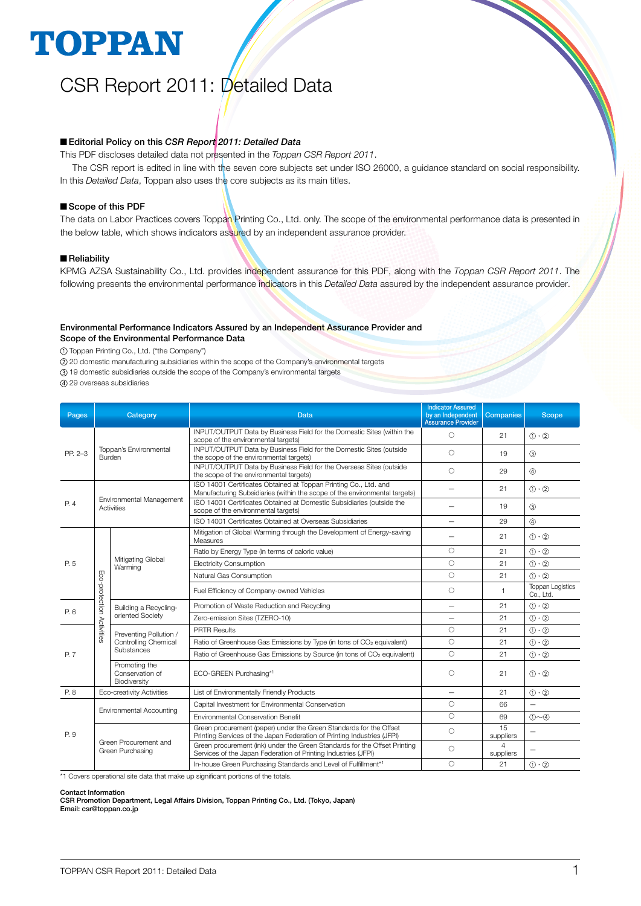**TOPPAN**

# CSR Report 2011: Detailed Data

## ■ Editorial Policy on this *CSR Report 2011: Detailed Data*

This PDF discloses detailed data not presented in the *Toppan CSR Report 2011*.

The CSR report is edited in line with the seven core subjects set under ISO 26000, a guidance standard on social responsibility. In this *Detailed Data*, Toppan also uses the core subjects as its main titles.

## ■ Scope of this PDF

The data on Labor Practices covers Toppan Printing Co., Ltd. only. The scope of the environmental performance data is presented in the below table, which shows indicators assured by an independent assurance provider.

## ■ Reliability

KPMG AZSA Sustainability Co., Ltd. provides independent assurance for this PDF, along with the *Toppan CSR Report 2011*. The following presents the environmental performance indicators in this *Detailed Data* assured by the independent assurance provider.

### Environmental Performance Indicators Assured by an Independent Assurance Provider and Scope of the Environmental Performance Data

① Toppan Printing Co., Ltd. ("the Company")
② 20 domestic manufacturing subsidiaries within the scope of the Company's environmental targets
③ 19 domestic subsidiaries outside the scope of the Company's environmental targets
④ 29 overseas subsidiaries

| Pages | Category | | Data | Indicator Assured by an Independent Assurance Provider | Companies | Scope |
|---|---|---|---|---|---|---|
| PP. 2–3 | Toppan's Environmental Burden | | INPUT/OUTPUT Data by Business Field for the Domestic Sites (within the scope of the environmental targets) | ○ | 21 | ①・② |
| | | | INPUT/OUTPUT Data by Business Field for the Domestic Sites (outside the scope of the environmental targets) | ○ | 19 | ③ |
| | | | INPUT/OUTPUT Data by Business Field for the Overseas Sites (outside the scope of the environmental targets) | ○ | 29 | ④ |
| P. 4 | Environmental Management Activities | | ISO 14001 Certificates Obtained at Toppan Printing Co., Ltd. and Manufacturing Subsidiaries (within the scope of the environmental targets) | – | 21 | ①・② |
| | | | ISO 14001 Certificates Obtained at Domestic Subsidiaries (outside the scope of the environmental targets) | – | 19 | ③ |
| | | | ISO 14001 Certificates Obtained at Overseas Subsidiaries | – | 29 | ④ |
| P. 5 | Eco-protection Activities | Mitigating Global Warming | Mitigation of Global Warming through the Development of Energy-saving Measures | – | 21 | ①・② |
| | | | Ratio by Energy Type (in terms of caloric value) | ○ | 21 | ①・② |
| | | | Electricity Consumption | ○ | 21 | ①・② |
| | | | Natural Gas Consumption | ○ | 21 | ①・② |
| | | | Fuel Efficiency of Company-owned Vehicles | ○ | 1 | Toppan Logistics Co., Ltd. |
| P. 6 | | Building a Recycling-oriented Society | Promotion of Waste Reduction and Recycling | – | 21 | ①・② |
| | | | Zero-emission Sites (TZERO-10) | – | 21 | ①・② |
| P. 7 | | Preventing Pollution / Controlling Chemical Substances | PRTR Results | ○ | 21 | ①・② |
| | | | Ratio of Greenhouse Gas Emissions by Type (in tons of $CO_2$ equivalent) | ○ | 21 | ①・② |
| | | | Ratio of Greenhouse Gas Emissions by Source (in tons of $CO_2$ equivalent) | ○ | 21 | ①・② |
| | | Promoting the Conservation of Biodiversity | ECO-GREEN Purchasing*1 | ○ | 21 | ①・② |
| P. 8 | Eco-creativity Activities | | List of Environmentally Friendly Products | – | 21 | ①・② |
| P. 9 | Environmental Accounting | | Capital Investment for Environmental Conservation | ○ | 66 | – |
| | | | Environmental Conservation Benefit | ○ | 69 | ①〜④ |
| | Green Procurement and Green Purchasing | | Green procurement (paper) under the Green Standards for the Offset Printing Services of the Japan Federation of Printing Industries (JFPI) | ○ | 15 suppliers | – |
| | | | Green procurement (ink) under the Green Standards for the Offset Printing Services of the Japan Federation of Printing Industries (JFPI) | ○ | 4 suppliers | – |
| | | | In-house Green Purchasing Standards and Level of Fulfillment*1 | ○ | 21 | ①・② |

*1 Covers operational site data that make up significant portions of the totals.

**Contact Information**
**CSR Promotion Department, Legal Affairs Division, Toppan Printing Co., Ltd. (Tokyo, Japan)**
**Email: csr@toppan.co.jp**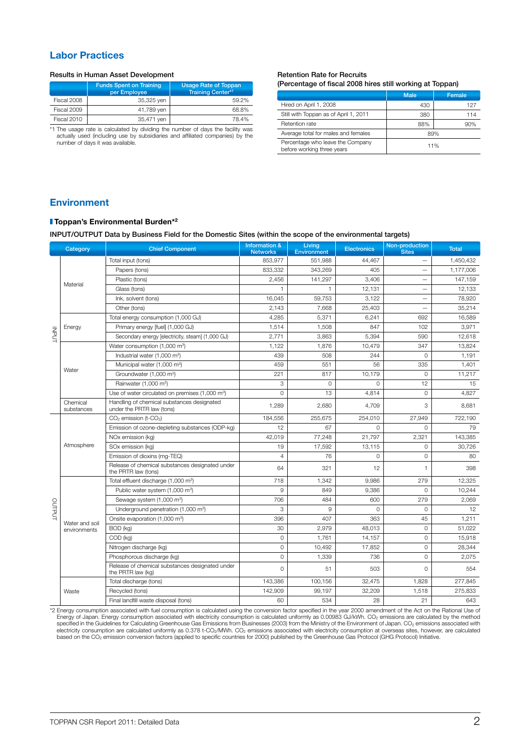## Labor Practices

### Results in Human Asset Development

| | Funds Spent on Training per Employee | Usage Rate of Toppan Training Center*1 |
|---|---|---|
| Fiscal 2008 | 35,325 yen | 59.2% |
| Fiscal 2009 | 41,789 yen | 68.8% |
| Fiscal 2010 | 35,471 yen | 78.4% |

*1 The usage rate is calculated by dividing the number of days the facility was actually used (including use by subsidiaries and affiliated companies) by the number of days it was available.

### Retention Rate for Recruits
(Percentage of fiscal 2008 hires still working at Toppan)

| | Male | Female |
|---|---|---|
| Hired on April 1, 2008 | 430 | 127 |
| Still with Toppan as of April 1, 2011 | 380 | 114 |
| Retention rate | 88% | 90% |
| Average total for males and females | 89% | |
| Percentage who leave the Company before working three years | 11% | |

## Environment

### Toppan's Environmental Burden*2

INPUT/OUTPUT Data by Business Field for the Domestic Sites (within the scope of the environmental targets)

| | Category | Chief Component | Information & Networks | Living Environment | Electronics | Non-production Sites | Total |
|---|---|---|---|---|---|---|---|
| INPUT | Material | Total input (tons) | 853,977 | 551,988 | 44,467 | – | 1,450,432 |
| | | Papers (tons) | 833,332 | 343,269 | 405 | – | 1,177,006 |
| | | Plastic (tons) | 2,456 | 141,297 | 3,406 | – | 147,159 |
| | | Glass (tons) | 1 | 1 | 12,131 | – | 12,133 |
| | | Ink, solvent (tons) | 16,045 | 59,753 | 3,122 | – | 78,920 |
| | | Other (tons) | 2,143 | 7,668 | 25,403 | – | 35,214 |
| | Energy | Total energy consumption (1,000 GJ) | 4,285 | 5,371 | 6,241 | 692 | 16,589 |
| | | Primary energy [fuel] (1,000 GJ) | 1,514 | 1,508 | 847 | 102 | 3,971 |
| | | Secondary energy [electricity, steam] (1,000 GJ) | 2,771 | 3,863 | 5,394 | 590 | 12,618 |
| | Water | Water consumption (1,000 $m^3$) | 1,122 | 1,876 | 10,479 | 347 | 13,824 |
| | | Industrial water (1,000 $m^3$) | 439 | 508 | 244 | 0 | 1,191 |
| | | Municipal water (1,000 $m^3$) | 459 | 551 | 56 | 335 | 1,401 |
| | | Groundwater (1,000 $m^3$) | 221 | 817 | 10,179 | 0 | 11,217 |
| | | Rainwater (1,000 $m^3$) | 3 | 0 | 0 | 12 | 15 |
| | | Use of water circulated on premises (1,000 $m^3$) | 0 | 13 | 4,814 | 0 | 4,827 |
| | Chemical substances | Handling of chemical substances designated under the PRTR law (tons) | 1,289 | 2,680 | 4,709 | 3 | 8,681 |
| OUTPUT | Atmosphere | $CO_2$ emission (t-$CO_2$) | 184,556 | 255,675 | 254,010 | 27,949 | 722,190 |
| | | Emission of ozone-depleting substances (ODP-kg) | 12 | 67 | 0 | 0 | 79 |
| | | NOx emission (kg) | 42,019 | 77,248 | 21,797 | 2,321 | 143,385 |
| | | SOx emission (kg) | 19 | 17,592 | 13,115 | 0 | 30,726 |
| | | Emission of dioxins (mg-TEQ) | 4 | 76 | 0 | 0 | 80 |
| | | Release of chemical substances designated under the PRTR law (tons) | 64 | 321 | 12 | 1 | 398 |
| | Water and soil environments | Total effluent discharge (1,000 $m^3$) | 718 | 1,342 | 9,986 | 279 | 12,325 |
| | | Public water system (1,000 $m^3$) | 9 | 849 | 9,386 | 0 | 10,244 |
| | | Sewage system (1,000 $m^3$) | 706 | 484 | 600 | 279 | 2,069 |
| | | Underground penetration (1,000 $m^3$) | 3 | 9 | 0 | 0 | 12 |
| | | Onsite evaporation (1,000 $m^3$) | 396 | 407 | 363 | 45 | 1,211 |
| | | BOD (kg) | 30 | 2,979 | 48,013 | 0 | 51,022 |
| | | COD (kg) | 0 | 1,761 | 14,157 | 0 | 15,918 |
| | | Nitrogen discharge (kg) | 0 | 10,492 | 17,852 | 0 | 28,344 |
| | | Phosphorous discharge (kg) | 0 | 1,339 | 736 | 0 | 2,075 |
| | | Release of chemical substances designated under the PRTR law (kg) | 0 | 51 | 503 | 0 | 554 |
| | Waste | Total discharge (tons) | 143,386 | 100,156 | 32,475 | 1,828 | 277,845 |
| | | Recycled (tons) | 142,909 | 99,197 | 32,209 | 1,518 | 275,833 |
| | | Final landfill waste disposal (tons) | 60 | 534 | 28 | 21 | 643 |

*2 Energy consumption associated with fuel consumption is calculated using the conversion factor specified in the year 2000 amendment of the Act on the Rational Use of Energy of Japan. Energy consumption associated with electricity consumption is calculated uniformly as 0.00983 GJ/kWh. $CO_2$ emissions are calculated by the method specified in the Guidelines for Calculating Greenhouse Gas Emissions from Businesses (2003) from the Ministry of the Environment of Japan. $CO_2$ emissions associated with electricity consumption are calculated uniformly as 0.378 t-$CO_2$/MWh. $CO_2$ emissions associated with electricity consumption at overseas sites, however, are calculated based on the $CO_2$ emission conversion factors (applied to specific countries for 2000) published by the Greenhouse Gas Protocol (GHG Protocol) Initiative.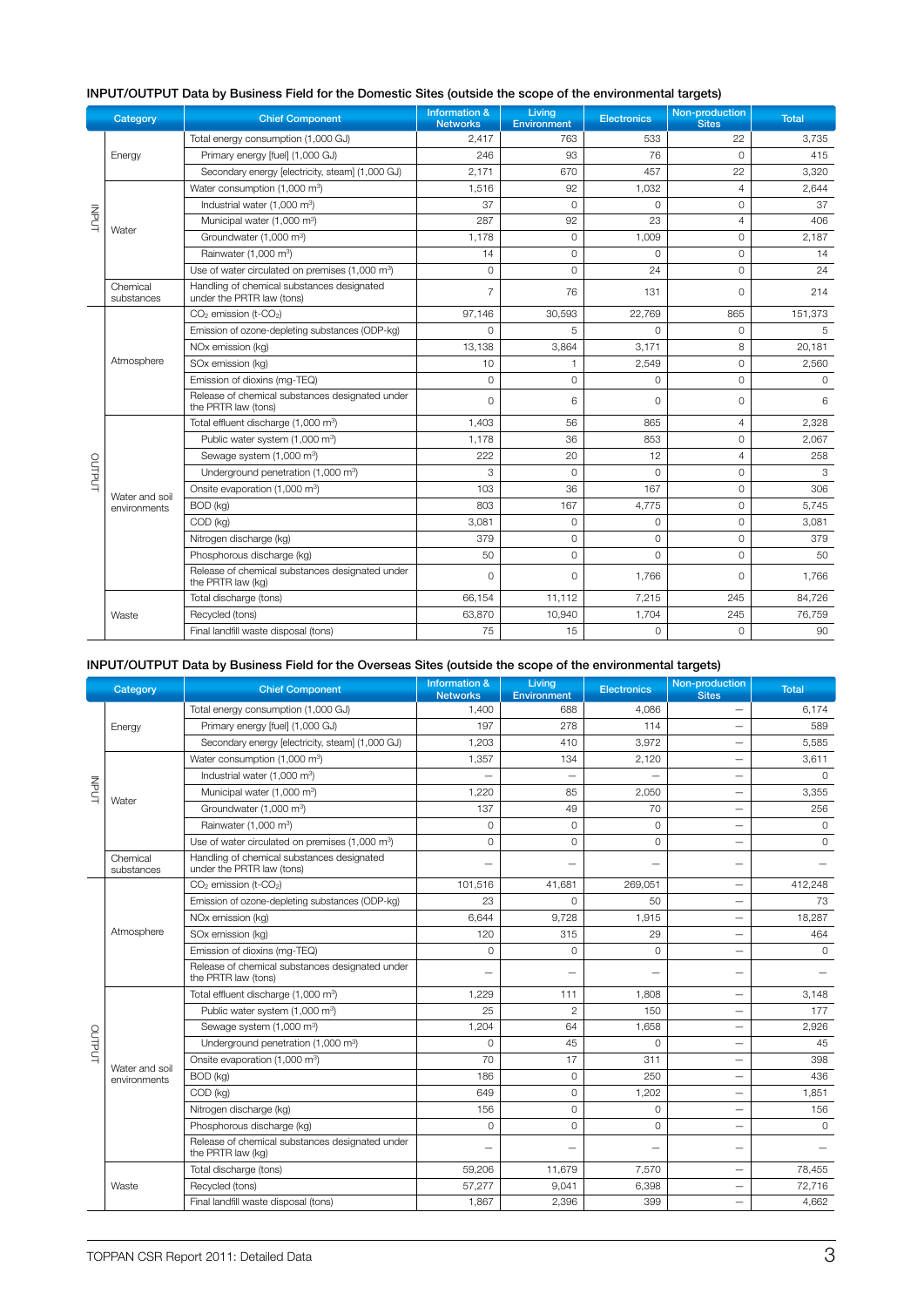### INPUT/OUTPUT Data by Business Field for the Domestic Sites (outside the scope of the environmental targets)

| | Category | Chief Component | Information & Networks | Living Environment | Electronics | Non-production Sites | Total |
|---|---|---|---|---|---|---|---|
| INPUT | Energy | Total energy consumption (1,000 GJ) | 2,417 | 763 | 533 | 22 | 3,735 |
| | | Primary energy [fuel] (1,000 GJ) | 246 | 93 | 76 | 0 | 415 |
| | | Secondary energy [electricity, steam] (1,000 GJ) | 2,171 | 670 | 457 | 22 | 3,320 |
| | Water | Water consumption (1,000 m³) | 1,516 | 92 | 1,032 | 4 | 2,644 |
| | | Industrial water (1,000 m³) | 37 | 0 | 0 | 0 | 37 |
| | | Municipal water (1,000 m³) | 287 | 92 | 23 | 4 | 406 |
| | | Groundwater (1,000 m³) | 1,178 | 0 | 1,009 | 0 | 2,187 |
| | | Rainwater (1,000 m³) | 14 | 0 | 0 | 0 | 14 |
| | | Use of water circulated on premises (1,000 m³) | 0 | 0 | 24 | 0 | 24 |
| | Chemical substances | Handling of chemical substances designated under the PRTR law (tons) | 7 | 76 | 131 | 0 | 214 |
| OUTPUT | Atmosphere | $CO_2$ emission (t-$CO_2$) | 97,146 | 30,593 | 22,769 | 865 | 151,373 |
| | | Emission of ozone-depleting substances (ODP-kg) | 0 | 5 | 0 | 0 | 5 |
| | | NOx emission (kg) | 13,138 | 3,864 | 3,171 | 8 | 20,181 |
| | | SOx emission (kg) | 10 | 1 | 2,549 | 0 | 2,560 |
| | | Emission of dioxins (mg-TEQ) | 0 | 0 | 0 | 0 | 0 |
| | | Release of chemical substances designated under the PRTR law (tons) | 0 | 6 | 0 | 0 | 6 |
| | Water and soil environments | Total effluent discharge (1,000 m³) | 1,403 | 56 | 865 | 4 | 2,328 |
| | | Public water system (1,000 m³) | 1,178 | 36 | 853 | 0 | 2,067 |
| | | Sewage system (1,000 m³) | 222 | 20 | 12 | 4 | 258 |
| | | Underground penetration (1,000 m³) | 3 | 0 | 0 | 0 | 3 |
| | | Onsite evaporation (1,000 m³) | 103 | 36 | 167 | 0 | 306 |
| | | BOD (kg) | 803 | 167 | 4,775 | 0 | 5,745 |
| | | COD (kg) | 3,081 | 0 | 0 | 0 | 3,081 |
| | | Nitrogen discharge (kg) | 379 | 0 | 0 | 0 | 379 |
| | | Phosphorous discharge (kg) | 50 | 0 | 0 | 0 | 50 |
| | | Release of chemical substances designated under the PRTR law (kg) | 0 | 0 | 1,766 | 0 | 1,766 |
| | Waste | Total discharge (tons) | 66,154 | 11,112 | 7,215 | 245 | 84,726 |
| | | Recycled (tons) | 63,870 | 10,940 | 1,704 | 245 | 76,759 |
| | | Final landfill waste disposal (tons) | 75 | 15 | 0 | 0 | 90 |

### INPUT/OUTPUT Data by Business Field for the Overseas Sites (outside the scope of the environmental targets)

| | Category | Chief Component | Information & Networks | Living Environment | Electronics | Non-production Sites | Total |
|---|---|---|---|---|---|---|---|
| INPUT | Energy | Total energy consumption (1,000 GJ) | 1,400 | 688 | 4,086 | — | 6,174 |
| | | Primary energy [fuel] (1,000 GJ) | 197 | 278 | 114 | — | 589 |
| | | Secondary energy [electricity, steam] (1,000 GJ) | 1,203 | 410 | 3,972 | — | 5,585 |
| | Water | Water consumption (1,000 m³) | 1,357 | 134 | 2,120 | — | 3,611 |
| | | Industrial water (1,000 m³) | — | — | — | — | 0 |
| | | Municipal water (1,000 m³) | 1,220 | 85 | 2,050 | — | 3,355 |
| | | Groundwater (1,000 m³) | 137 | 49 | 70 | — | 256 |
| | | Rainwater (1,000 m³) | 0 | 0 | 0 | — | 0 |
| | | Use of water circulated on premises (1,000 m³) | 0 | 0 | 0 | — | 0 |
| | Chemical substances | Handling of chemical substances designated under the PRTR law (tons) | — | — | — | — | — |
| OUTPUT | Atmosphere | $CO_2$ emission (t-$CO_2$) | 101,516 | 41,681 | 269,051 | — | 412,248 |
| | | Emission of ozone-depleting substances (ODP-kg) | 23 | 0 | 50 | — | 73 |
| | | NOx emission (kg) | 6,644 | 9,728 | 1,915 | — | 18,287 |
| | | SOx emission (kg) | 120 | 315 | 29 | — | 464 |
| | | Emission of dioxins (mg-TEQ) | 0 | 0 | 0 | — | 0 |
| | | Release of chemical substances designated under the PRTR law (tons) | — | — | — | — | — |
| | Water and soil environments | Total effluent discharge (1,000 m³) | 1,229 | 111 | 1,808 | — | 3,148 |
| | | Public water system (1,000 m³) | 25 | 2 | 150 | — | 177 |
| | | Sewage system (1,000 m³) | 1,204 | 64 | 1,658 | — | 2,926 |
| | | Underground penetration (1,000 m³) | 0 | 45 | 0 | — | 45 |
| | | Onsite evaporation (1,000 m³) | 70 | 17 | 311 | — | 398 |
| | | BOD (kg) | 186 | 0 | 250 | — | 436 |
| | | COD (kg) | 649 | 0 | 1,202 | — | 1,851 |
| | | Nitrogen discharge (kg) | 156 | 0 | 0 | — | 156 |
| | | Phosphorous discharge (kg) | 0 | 0 | 0 | — | 0 |
| | | Release of chemical substances designated under the PRTR law (kg) | — | — | — | — | — |
| | Waste | Total discharge (tons) | 59,206 | 11,679 | 7,570 | — | 78,455 |
| | | Recycled (tons) | 57,277 | 9,041 | 6,398 | — | 72,716 |
| | | Final landfill waste disposal (tons) | 1,867 | 2,396 | 399 | — | 4,662 |

TOPPAN CSR Report 2011: Detailed Data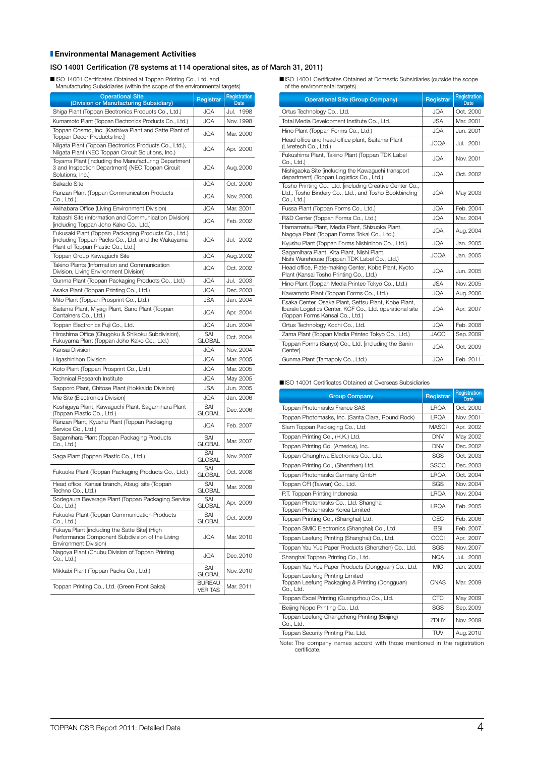## Environmental Management Activities

### ISO 14001 Certification (78 systems at 114 operational sites, as of March 31, 2011)

■ISO 14001 Certificates Obtained at Toppan Printing Co., Ltd. and Manufacturing Subsidiaries (within the scope of the environmental targets)

| Operational Site (Division or Manufacturing Subsidiary) | Registrar | Registration Date |
|---|---|---|
| Shiga Plant (Toppan Electronics Products Co., Ltd.) | JQA | Jul. 1998 |
| Kumamoto Plant (Toppan Electronics Products Co., Ltd.) | JQA | Nov. 1998 |
| Toppan Cosmo, Inc. [Kashiwa Plant and Satte Plant of Toppan Decor Products Inc.] | JQA | Mar. 2000 |
| Niigata Plant (Toppan Electronics Products Co., Ltd.), Niigata Plant (NEC Toppan Circuit Solutions, Inc.) | JQA | Apr. 2000 |
| Toyama Plant [including the Manufacturing Department 3 and Inspection Department] (NEC Toppan Circuit Solutions, Inc.) | JQA | Aug. 2000 |
| Sakado Site | JQA | Oct. 2000 |
| Ranzan Plant (Toppan Communication Products Co., Ltd.) | JQA | Nov. 2000 |
| Akihabara Office (Living Environment Division) | JQA | Mar. 2001 |
| Itabashi Site (Information and Communication Division) [including Toppan Joho Kako Co., Ltd.] | JQA | Feb. 2002 |
| Fukusaki Plant (Toppan Packaging Products Co., Ltd.) [including Toppan Packs Co., Ltd. and the Wakayama Plant of Toppan Plastic Co., Ltd.] | JQA | Jul. 2002 |
| Toppan Group Kawaguchi Site | JQA | Aug. 2002 |
| Takino Plants (Information and Communication Division, Living Environment Division) | JQA | Oct. 2002 |
| Gunma Plant (Toppan Packaging Products Co., Ltd.) | JQA | Jul. 2003 |
| Asaka Plant (Toppan Printing Co., Ltd.) | JQA | Dec. 2003 |
| Mito Plant (Toppan Prosprint Co., Ltd.) | JSA | Jan. 2004 |
| Saitama Plant, Miyagi Plant, Sano Plant (Toppan Containers Co., Ltd.) | JQA | Apr. 2004 |
| Toppan Electronics Fuji Co., Ltd. | JQA | Jun. 2004 |
| Hiroshima Office (Chugoku & Shikoku Subdivision), Fukuyama Plant (Toppan Joho Kako Co., Ltd.) | SAI GLOBAL | Oct. 2004 |
| Kansai Division | JQA | Nov. 2004 |
| Higashinihon Division | JQA | Mar. 2005 |
| Koto Plant (Toppan Prosprint Co., Ltd.) | JQA | Mar. 2005 |
| Technical Research Institute | JQA | May 2005 |
| Sapporo Plant, Chitose Plant (Hokkaido Division) | JSA | Jun. 2005 |
| Mie Site (Electronics Division) | JQA | Jan. 2006 |
| Koshigaya Plant, Kawaguchi Plant, Sagamihara Plant (Toppan Plastic Co., Ltd.) | SAI GLOBAL | Dec. 2006 |
| Ranzan Plant, Kyushu Plant (Toppan Packaging Service Co., Ltd.) | JQA | Feb. 2007 |
| Sagamihara Plant (Toppan Packaging Products Co., Ltd.) | SAI GLOBAL | Mar. 2007 |
| Saga Plant (Toppan Plastic Co., Ltd.) | SAI GLOBAL | Nov. 2007 |
| Fukuoka Plant (Toppan Packaging Products Co., Ltd.) | SAI GLOBAL | Oct. 2008 |
| Head office, Kansai branch, Atsugi site (Toppan Techno Co., Ltd.) | SAI GLOBAL | Mar. 2009 |
| Sodegaura Beverage Plant (Toppan Packaging Service Co., Ltd.) | SAI GLOBAL | Apr. 2009 |
| Fukuoka Plant (Toppan Communication Products Co., Ltd.) | SAI GLOBAL | Oct. 2009 |
| Fukaya Plant [including the Satte Site] (High Performance Component Subdivision of the Living Environment Division) | JQA | Mar. 2010 |
| Nagoya Plant (Chubu Division of Toppan Printing Co., Ltd.) | JQA | Dec. 2010 |
| Mikkabi Plant (Toppan Packs Co., Ltd.) | SAI GLOBAL | Nov. 2010 |
| Toppan Printing Co., Ltd. (Green Front Sakai) | BUREAU VERITAS | Mar. 2011 |

■ISO 14001 Certificates Obtained at Domestic Subsidiaries (outside the scope of the environmental targets)

| Operational Site (Group Company) | Registrar | Registration Date |
|---|---|---|
| Ortus Technology Co., Ltd. | JQA | Oct. 2000 |
| Total Media Development Institute Co., Ltd. | JSA | Mar. 2001 |
| Hino Plant (Toppan Forms Co., Ltd.) | JQA | Jun. 2001 |
| Head office and head office plant, Saitama Plant (Livretech Co., Ltd.) | JCQA | Jul. 2001 |
| Fukushima Plant, Takino Plant (Toppan TDK Label Co., Ltd.) | JQA | Nov. 2001 |
| Nishigaoka Site [including the Kawaguchi transport department] (Toppan Logistics Co., Ltd.) | JQA | Oct. 2002 |
| Tosho Printing Co., Ltd. [including Creative Center Co., Ltd., Tosho Bindery Co., Ltd., and Tosho Bookbinding Co., Ltd.] | JQA | May 2003 |
| Fussa Plant (Toppan Forms Co., Ltd.) | JQA | Feb. 2004 |
| R&D Center (Toppan Forms Co., Ltd.) | JQA | Mar. 2004 |
| Hamamatsu Plant, Media Plant, Shizuoka Plant, Nagoya Plant (Toppan Forms Tokai Co., Ltd.) | JQA | Aug. 2004 |
| Kyushu Plant (Toppan Forms Nishinihon Co., Ltd.) | JQA | Jan. 2005 |
| Sagamihara Plant, Kita Plant, Nishi Plant, Nishi Warehouse (Toppan TDK Label Co., Ltd.) | JCQA | Jan. 2005 |
| Head office, Plate-making Center, Kobe Plant, Kyoto Plant (Kansai Tosho Printing Co., Ltd.) | JQA | Jun. 2005 |
| Hino Plant (Toppan Media Printec Tokyo Co., Ltd.) | JSA | Nov. 2005 |
| Kawamoto Plant (Toppan Forms Co., Ltd.) | JQA | Aug. 2006 |
| Esaka Center, Osaka Plant, Settsu Plant, Kobe Plant, Ibaraki Logistics Center, KCF Co., Ltd. operational site (Toppan Forms Kansai Co., Ltd.) | JQA | Apr. 2007 |
| Ortus Technology Kochi Co., Ltd. | JQA | Feb. 2008 |
| Zama Plant (Toppan Media Printec Tokyo Co., Ltd.) | JACO | Sep. 2009 |
| Toppan Forms (Sanyo) Co., Ltd. [including the Sanin Center] | JQA | Oct. 2009 |
| Gunma Plant (Tamapoly Co., Ltd.) | JQA | Feb. 2011 |

■ISO 14001 Certificates Obtained at Overseas Subsidiaries

| Group Company | Registrar | Registration Date |
|---|---|---|
| Toppan Photomasks France SAS | LRQA | Oct. 2000 |
| Toppan Photomasks, Inc. (Santa Clara, Round Rock) | LRQA | Nov. 2001 |
| Siam Toppan Packaging Co., Ltd. | MASCI | Apr. 2002 |
| Toppan Printing Co., (H.K.) Ltd. | DNV | May 2002 |
| Toppan Printing Co. (America), Inc. | DNV | Dec. 2002 |
| Toppan Chunghwa Electronics Co., Ltd. | SGS | Oct. 2003 |
| Toppan Printing Co., (Shenzhen) Ltd. | SSCC | Dec. 2003 |
| Toppan Photomasks Germany GmbH | LRQA | Oct. 2004 |
| Toppan CFI (Taiwan) Co., Ltd. | SGS | Nov. 2004 |
| P.T. Toppan Printing Indonesia | LRQA | Nov. 2004 |
| Toppan Photomasks Co., Ltd. Shanghai Toppan Photomasks Korea Limited | LRQA | Feb. 2005 |
| Toppan Printing Co., (Shanghai) Ltd. | CEC | Feb. 2006 |
| Toppan SMIC Electronics (Shanghai) Co., Ltd. | BSI | Feb. 2007 |
| Toppan Leefung Printing (Shanghai) Co., Ltd. | CCCI | Apr. 2007 |
| Toppan Yau Yue Paper Products (Shenzhen) Co., Ltd. | SGS | Nov. 2007 |
| Shanghai Toppan Printing Co., Ltd. | NQA | Jul. 2008 |
| Toppan Yau Yue Paper Products (Dongguan) Co., Ltd. | MIC | Jan. 2009 |
| Toppan Leefung Printing Limited Toppan Leefung Packaging & Printing (Dongguan) Co., Ltd. | CNAS | Mar. 2009 |
| Toppan Excel Printing (Guangzhou) Co., Ltd. | CTC | May 2009 |
| Beijing Nippo Printing Co., Ltd. | SGS | Sep. 2009 |
| Toppan Leefung Changcheng Printing (Beijing) Co., Ltd. | ZDHY | Nov. 2009 |
| Toppan Security Printing Pte. Ltd. | TUV | Aug. 2010 |

Note: The company names accord with those mentioned in the registration certificate.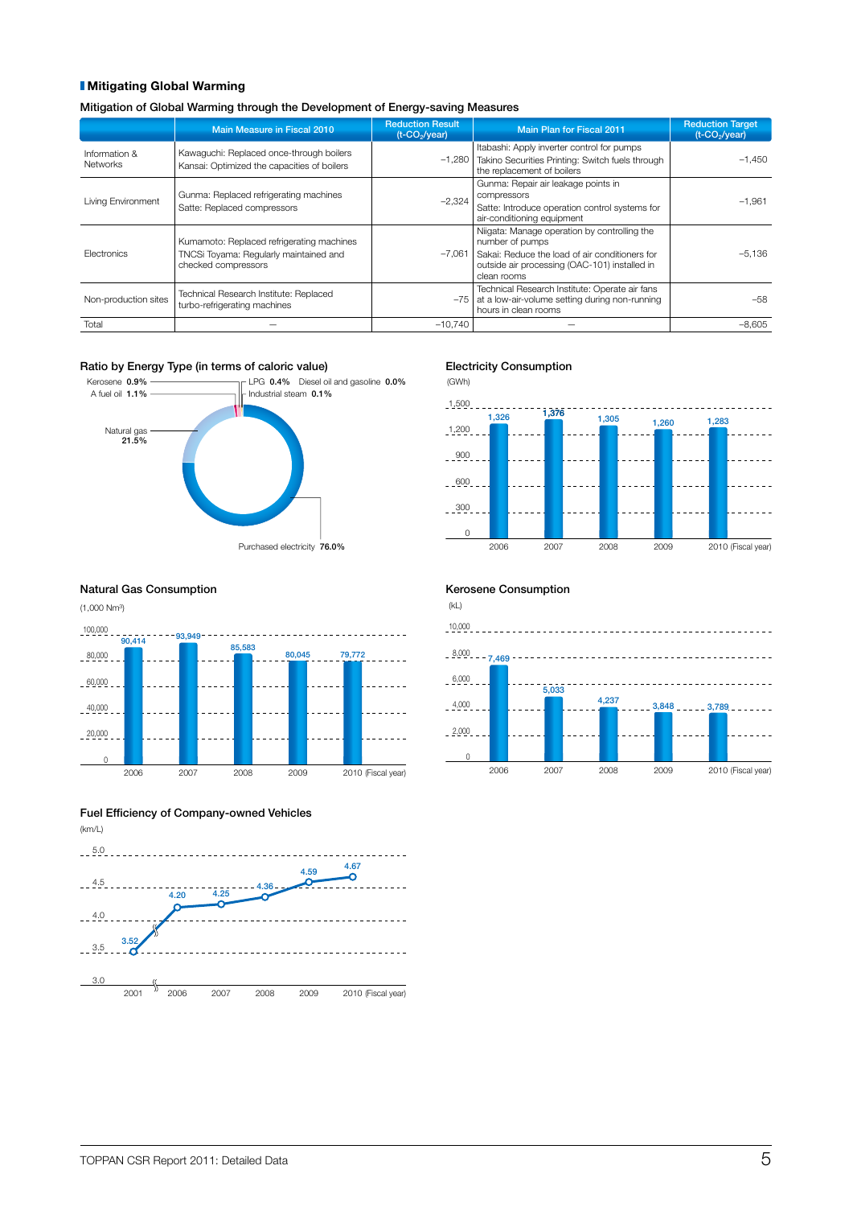## Mitigating Global Warming

### Mitigation of Global Warming through the Development of Energy-saving Measures

| | Main Measure in Fiscal 2010 | Reduction Result ($t-CO_2$/year) | Main Plan for Fiscal 2011 | Reduction Target ($t-CO_2$/year) |
|---|---|---|---|---|
| Information & Networks | Kawaguchi: Replaced once-through boilers<br>Kansai: Optimized the capacities of boilers | −1,280 | Itabashi: Apply inverter control for pumps<br>Takino Securities Printing: Switch fuels through the replacement of boilers | −1,450 |
| Living Environment | Gunma: Replaced refrigerating machines<br>Satte: Replaced compressors | −2,324 | Gunma: Repair air leakage points in compressors<br>Satte: Introduce operation control systems for air-conditioning equipment | −1,961 |
| Electronics | Kumamoto: Replaced refrigerating machines<br>TNCSi Toyama: Regularly maintained and checked compressors | −7,061 | Niigata: Manage operation by controlling the number of pumps<br>Sakai: Reduce the load of air conditioners for outside air processing (OAC-101) installed in clean rooms | −5,136 |
| Non-production sites | Technical Research Institute: Replaced turbo-refrigerating machines | −75 | Technical Research Institute: Operate air fans at a low-air-volume setting during non-running hours in clean rooms | −58 |
| Total | – | −10,740 | – | −8,605 |

### Ratio by Energy Type (in terms of caloric value)

Kerosene 0.9%, A fuel oil 1.1%, LPG 0.4%, Diesel oil and gasoline 0.0%, Industrial steam 0.1%, Natural gas 21.5%, Purchased electricity 76.0%

### Electricity Consumption

(GWh)

| 2006 | 2007 | 2008 | 2009 | 2010 (Fiscal year) |
|---|---|---|---|---|
| 1,326 | 1,376 | 1,305 | 1,260 | 1,283 |

### Natural Gas Consumption

(1,000 $Nm^3$)

| 2006 | 2007 | 2008 | 2009 | 2010 (Fiscal year) |
|---|---|---|---|---|
| 90,414 | 93,949 | 85,583 | 80,045 | 79,772 |

### Kerosene Consumption

(kL)

| 2006 | 2007 | 2008 | 2009 | 2010 (Fiscal year) |
|---|---|---|---|---|
| 7,469 | 5,033 | 4,237 | 3,848 | 3,789 |

### Fuel Efficiency of Company-owned Vehicles

(km/L)

| 2001 | 2006 | 2007 | 2008 | 2009 | 2010 (Fiscal year) |
|---|---|---|---|---|---|
| 3.52 | 4.20 | 4.25 | 4.36 | 4.59 | 4.67 |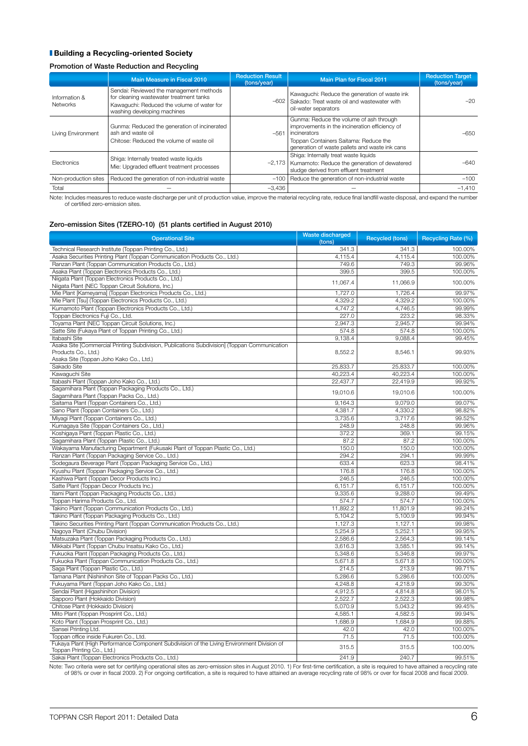## Building a Recycling-oriented Society

### Promotion of Waste Reduction and Recycling

| | Main Measure in Fiscal 2010 | Reduction Result (tons/year) | Main Plan for Fiscal 2011 | Reduction Target (tons/year) |
|---|---|---|---|---|
| Information & Networks | Sendai: Reviewed the management methods for cleaning wastewater treatment tanks<br>Kawaguchi: Reduced the volume of water for washing developing machines | –602 | Kawaguchi: Reduce the generation of waste ink<br>Sakado: Treat waste oil and wastewater with oil-water separators | –20 |
| Living Environment | Gunma: Reduced the generation of incinerated ash and waste oil<br>Chitose: Reduced the volume of waste oil | –561 | Gunma: Reduce the volume of ash through improvements in the incineration efficiency of incinerators<br>Toppan Containers Saitama: Reduce the generation of waste pallets and waste ink cans | –650 |
| Electronics | Shiga: Internally treated waste liquids<br>Mie: Upgraded effluent treatment processes | –2,173 | Shiga: Internally treat waste liquids<br>Kumamoto: Reduce the generation of dewatered sludge derived from effluent treatment | –640 |
| Non-production sites | Reduced the generation of non-industrial waste | –100 | Reduce the generation of non-industrial waste | –100 |
| Total | — | –3,436 | — | –1,410 |

Note: Includes measures to reduce waste discharge per unit of production value, improve the material recycling rate, reduce final landfill waste disposal, and expand the number of certified zero-emission sites.

### Zero-emission Sites (TZERO-10) (51 plants certified in August 2010)

| Operational Site | Waste discharged (tons) | Recycled (tons) | Recycling Rate (%) |
|---|---|---|---|
| Technical Research Institute (Toppan Printing Co., Ltd.) | 341.3 | 341.3 | 100.00% |
| Asaka Securities Printing Plant (Toppan Communication Products Co., Ltd.) | 4,115.4 | 4,115.4 | 100.00% |
| Ranzan Plant (Toppan Communication Products Co., Ltd.) | 749.6 | 749.3 | 99.96% |
| Asaka Plant (Toppan Electronics Products Co., Ltd.) | 399.5 | 399.5 | 100.00% |
| Niigata Plant (Toppan Electronics Products Co., Ltd.)<br>Niigata Plant (NEC Toppan Circuit Solutions, Inc.) | 11,067.4 | 11,066.9 | 100.00% |
| Mie Plant [Kameyama] (Toppan Electronics Products Co., Ltd.) | 1,727.0 | 1,726.4 | 99.97% |
| Mie Plant [Tsu] (Toppan Electronics Products Co., Ltd.) | 4,329.2 | 4,329.2 | 100.00% |
| Kumamoto Plant (Toppan Electronics Products Co., Ltd.) | 4,747.2 | 4,746.5 | 99.99% |
| Toppan Electronics Fuji Co., Ltd. | 227.0 | 223.2 | 98.33% |
| Toyama Plant (NEC Toppan Circuit Solutions, Inc.) | 2,947.3 | 2,945.7 | 99.94% |
| Satte Site (Fukaya Plant of Toppan Printing Co., Ltd.) | 574.8 | 574.8 | 100.00% |
| Itabashi Site | 9,138.4 | 9,088.4 | 99.45% |
| Asaka Site [Commercial Printing Subdivision, Publications Subdivision] (Toppan Communication Products Co., Ltd.)<br>Asaka Site (Toppan Joho Kako Co., Ltd.) | 8,552.2 | 8,546.1 | 99.93% |
| Sakado Site | 25,833.7 | 25,833.7 | 100.00% |
| Kawaguchi Site | 40,223.4 | 40,223.4 | 100.00% |
| Itabashi Plant (Toppan Joho Kako Co., Ltd.) | 22,437.7 | 22,419.9 | 99.92% |
| Sagamihara Plant (Toppan Packaging Products Co., Ltd.)<br>Sagamihara Plant (Toppan Packs Co., Ltd.) | 19,010.6 | 19,010.6 | 100.00% |
| Saitama Plant (Toppan Containers Co., Ltd.) | 9,164.3 | 9,079.0 | 99.07% |
| Sano Plant (Toppan Containers Co., Ltd.) | 4,381.7 | 4,330.2 | 98.82% |
| Miyagi Plant (Toppan Containers Co., Ltd.) | 3,735.6 | 3,717.6 | 99.52% |
| Kumagaya Site (Toppan Containers Co., Ltd.) | 248.9 | 248.8 | 99.96% |
| Koshigaya Plant (Toppan Plastic Co., Ltd.) | 372.2 | 369.1 | 99.15% |
| Sagamihara Plant (Toppan Plastic Co., Ltd.) | 87.2 | 87.2 | 100.00% |
| Wakayama Manufacturing Department (Fukusaki Plant of Toppan Plastic Co., Ltd.) | 150.0 | 150.0 | 100.00% |
| Ranzan Plant (Toppan Packaging Service Co., Ltd.) | 294.2 | 294.1 | 99.99% |
| Sodegaura Beverage Plant (Toppan Packaging Service Co., Ltd.) | 633.4 | 623.3 | 98.41% |
| Kyushu Plant (Toppan Packaging Service Co., Ltd.) | 176.8 | 176.8 | 100.00% |
| Kashiwa Plant (Toppan Decor Products Inc.) | 246.5 | 246.5 | 100.00% |
| Satte Plant (Toppan Decor Products Inc.) | 6,151.7 | 6,151.7 | 100.00% |
| Itami Plant (Toppan Packaging Products Co., Ltd.) | 9,335.6 | 9,288.0 | 99.49% |
| Toppan Harima Products Co., Ltd. | 574.7 | 574.7 | 100.00% |
| Takino Plant (Toppan Communication Products Co., Ltd.) | 11,892.2 | 11,801.9 | 99.24% |
| Takino Plant (Toppan Packaging Products Co., Ltd.) | 5,104.2 | 5,100.9 | 99.94% |
| Takino Securities Printing Plant (Toppan Communication Products Co., Ltd.) | 1,127.3 | 1,127.1 | 99.98% |
| Nagoya Plant (Chubu Division) | 5,254.9 | 5,252.1 | 99.95% |
| Matsuzaka Plant (Toppan Packaging Products Co., Ltd.) | 2,586.6 | 2,564.3 | 99.14% |
| Mikkabi Plant (Toppan Chubu Insatsu Kako Co., Ltd.) | 3,616.3 | 3,585.1 | 99.14% |
| Fukuoka Plant (Toppan Packaging Products Co., Ltd.) | 5,348.6 | 5,346.8 | 99.97% |
| Fukuoka Plant (Toppan Communication Products Co., Ltd.) | 5,671.8 | 5,671.8 | 100.00% |
| Saga Plant (Toppan Plastic Co., Ltd.) | 214.5 | 213.9 | 99.71% |
| Tamana Plant (Nishinihon Site of Toppan Packs Co., Ltd.) | 5,286.6 | 5,286.6 | 100.00% |
| Fukuyama Plant (Toppan Joho Kako Co., Ltd.) | 4,248.8 | 4,218.9 | 99.30% |
| Sendai Plant (Higashinihon Division) | 4,912.5 | 4,814.8 | 98.01% |
| Sapporo Plant (Hokkaido Division) | 2,522.7 | 2,522.3 | 99.98% |
| Chitose Plant (Hokkaido Division) | 5,070.9 | 5,043.2 | 99.45% |
| Mito Plant (Toppan Prosprint Co., Ltd.) | 4,585.1 | 4,582.5 | 99.94% |
| Koto Plant (Toppan Prosprint Co., Ltd.) | 1,686.9 | 1,684.9 | 99.88% |
| Sansei Printing Ltd. | 42.0 | 42.0 | 100.00% |
| Toppan office inside Fukuren Co., Ltd. | 71.5 | 71.5 | 100.00% |
| Fukaya Plant (High Performance Component Subdivision of the Living Environment Division of Toppan Printing Co., Ltd.) | 315.5 | 315.5 | 100.00% |
| Sakai Plant (Toppan Electronics Products Co., Ltd.) | 241.9 | 240.7 | 99.51% |

Note: Two criteria were set for certifying operational sites as zero-emission sites in August 2010. 1) For first-time certification, a site is required to have attained a recycling rate of 98% or over in fiscal 2009. 2) For ongoing certification, a site is required to have attained an average recycling rate of 98% or over for fiscal 2008 and fiscal 2009.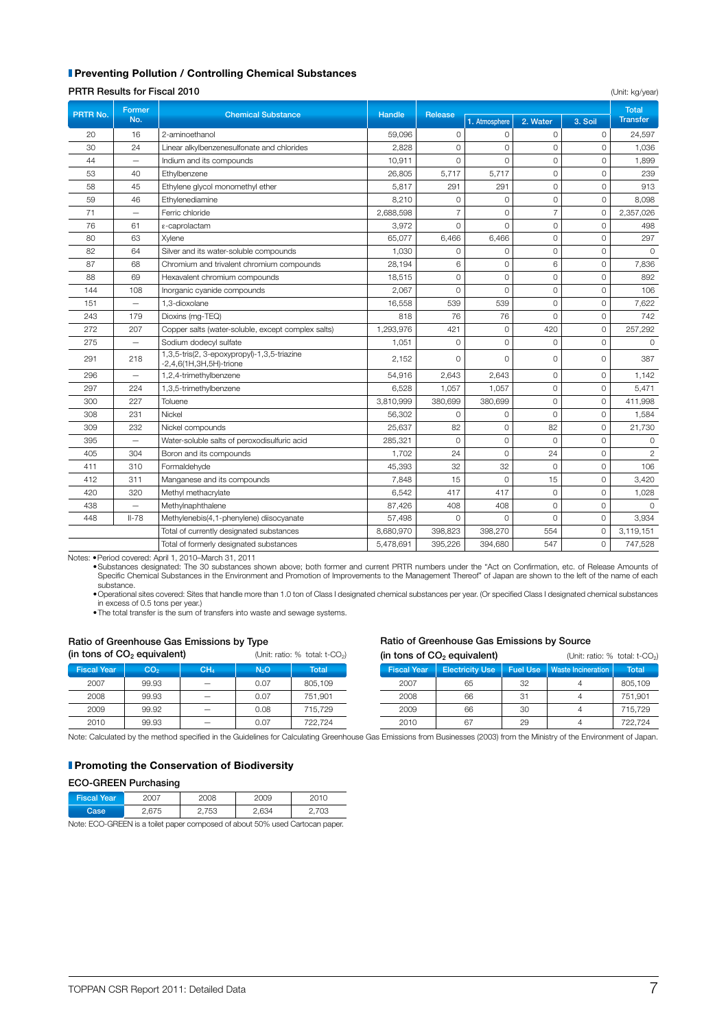## Preventing Pollution / Controlling Chemical Substances

### PRTR Results for Fiscal 2010

(Unit: kg/year)

| PRTR No. | Former No. | Chemical Substance | Handle | Release | | | | Total Transfer |
|---|---|---|---|---|---|---|---|---|
| | | | | | 1. Atmosphere | 2. Water | 3. Soil | |
| 20 | 16 | 2-aminoethanol | 59,096 | 0 | 0 | 0 | 0 | 24,597 |
| 30 | 24 | Linear alkylbenzenesulfonate and chlorides | 2,828 | 0 | 0 | 0 | 0 | 1,036 |
| 44 | — | Indium and its compounds | 10,911 | 0 | 0 | 0 | 0 | 1,899 |
| 53 | 40 | Ethylbenzene | 26,805 | 5,717 | 5,717 | 0 | 0 | 239 |
| 58 | 45 | Ethylene glycol monomethyl ether | 5,817 | 291 | 291 | 0 | 0 | 913 |
| 59 | 46 | Ethylenediamine | 8,210 | 0 | 0 | 0 | 0 | 8,098 |
| 71 | — | Ferric chloride | 2,688,598 | 7 | 0 | 7 | 0 | 2,357,026 |
| 76 | 61 | ε-caprolactam | 3,972 | 0 | 0 | 0 | 0 | 498 |
| 80 | 63 | Xylene | 65,077 | 6,466 | 6,466 | 0 | 0 | 297 |
| 82 | 64 | Silver and its water-soluble compounds | 1,030 | 0 | 0 | 0 | 0 | 0 |
| 87 | 68 | Chromium and trivalent chromium compounds | 28,194 | 6 | 0 | 6 | 0 | 7,836 |
| 88 | 69 | Hexavalent chromium compounds | 18,515 | 0 | 0 | 0 | 0 | 892 |
| 144 | 108 | Inorganic cyanide compounds | 2,067 | 0 | 0 | 0 | 0 | 106 |
| 151 | — | 1,3-dioxolane | 16,558 | 539 | 539 | 0 | 0 | 7,622 |
| 243 | 179 | Dioxins (mg-TEQ) | 818 | 76 | 76 | 0 | 0 | 742 |
| 272 | 207 | Copper salts (water-soluble, except complex salts) | 1,293,976 | 421 | 0 | 420 | 0 | 257,292 |
| 275 | — | Sodium dodecyl sulfate | 1,051 | 0 | 0 | 0 | 0 | 0 |
| 291 | 218 | 1,3,5-tris(2, 3-epoxypropyl)-1,3,5-triazine -2,4,6(1H,3H,5H)-trione | 2,152 | 0 | 0 | 0 | 0 | 387 |
| 296 | — | 1,2,4-trimethylbenzene | 54,916 | 2,643 | 2,643 | 0 | 0 | 1,142 |
| 297 | 224 | 1,3,5-trimethylbenzene | 6,528 | 1,057 | 1,057 | 0 | 0 | 5,471 |
| 300 | 227 | Toluene | 3,810,999 | 380,699 | 380,699 | 0 | 0 | 411,998 |
| 308 | 231 | Nickel | 56,302 | 0 | 0 | 0 | 0 | 1,584 |
| 309 | 232 | Nickel compounds | 25,637 | 82 | 0 | 82 | 0 | 21,730 |
| 395 | — | Water-soluble salts of peroxodisulfuric acid | 285,321 | 0 | 0 | 0 | 0 | 0 |
| 405 | 304 | Boron and its compounds | 1,702 | 24 | 0 | 24 | 0 | 2 |
| 411 | 310 | Formaldehyde | 45,393 | 32 | 32 | 0 | 0 | 106 |
| 412 | 311 | Manganese and its compounds | 7,848 | 15 | 0 | 15 | 0 | 3,420 |
| 420 | 320 | Methyl methacrylate | 6,542 | 417 | 417 | 0 | 0 | 1,028 |
| 438 | — | Methylnaphthalene | 87,426 | 408 | 408 | 0 | 0 | 0 |
| 448 | II-78 | Methylenebis(4,1-phenylene) diisocyanate | 57,498 | 0 | 0 | 0 | 0 | 3,934 |
| | | Total of currently designated substances | 8,680,970 | 398,823 | 398,270 | 554 | 0 | 3,119,151 |
| | | Total of formerly designated substances | 5,478,691 | 395,226 | 394,680 | 547 | 0 | 747,528 |

Notes:
- Period covered: April 1, 2010–March 31, 2011
- Substances designated: The 30 substances shown above; both former and current PRTR numbers under the "Act on Confirmation, etc. of Release Amounts of Specific Chemical Substances in the Environment and Promotion of Improvements to the Management Thereof" of Japan are shown to the left of the name of each substance.
- Operational sites covered: Sites that handle more than 1.0 ton of Class I designated chemical substances per year. (Or specified Class I designated chemical substances in excess of 0.5 tons per year.)
- The total transfer is the sum of transfers into waste and sewage systems.

### Ratio of Greenhouse Gas Emissions by Type (in tons of $CO_2$ equivalent)

(Unit: ratio: % total: t-$CO_2$)

| Fiscal Year | $CO_2$ | $CH_4$ | $N_2O$ | Total |
|---|---|---|---|---|
| 2007 | 99.93 | — | 0.07 | 805,109 |
| 2008 | 99.93 | — | 0.07 | 751,901 |
| 2009 | 99.92 | — | 0.08 | 715,729 |
| 2010 | 99.93 | — | 0.07 | 722,724 |

### Ratio of Greenhouse Gas Emissions by Source (in tons of $CO_2$ equivalent)

(Unit: ratio: % total: t-$CO_2$)

| Fiscal Year | Electricity Use | Fuel Use | Waste Incineration | Total |
|---|---|---|---|---|
| 2007 | 65 | 32 | 4 | 805,109 |
| 2008 | 66 | 31 | 4 | 751,901 |
| 2009 | 66 | 30 | 4 | 715,729 |
| 2010 | 67 | 29 | 4 | 722,724 |

Note: Calculated by the method specified in the Guidelines for Calculating Greenhouse Gas Emissions from Businesses (2003) from the Ministry of the Environment of Japan.

## Promoting the Conservation of Biodiversity

### ECO-GREEN Purchasing

| Fiscal Year | 2007 | 2008 | 2009 | 2010 |
|---|---|---|---|---|
| Case | 2,675 | 2,753 | 2,634 | 2,703 |

Note: ECO-GREEN is a toilet paper composed of about 50% used Cartocan paper.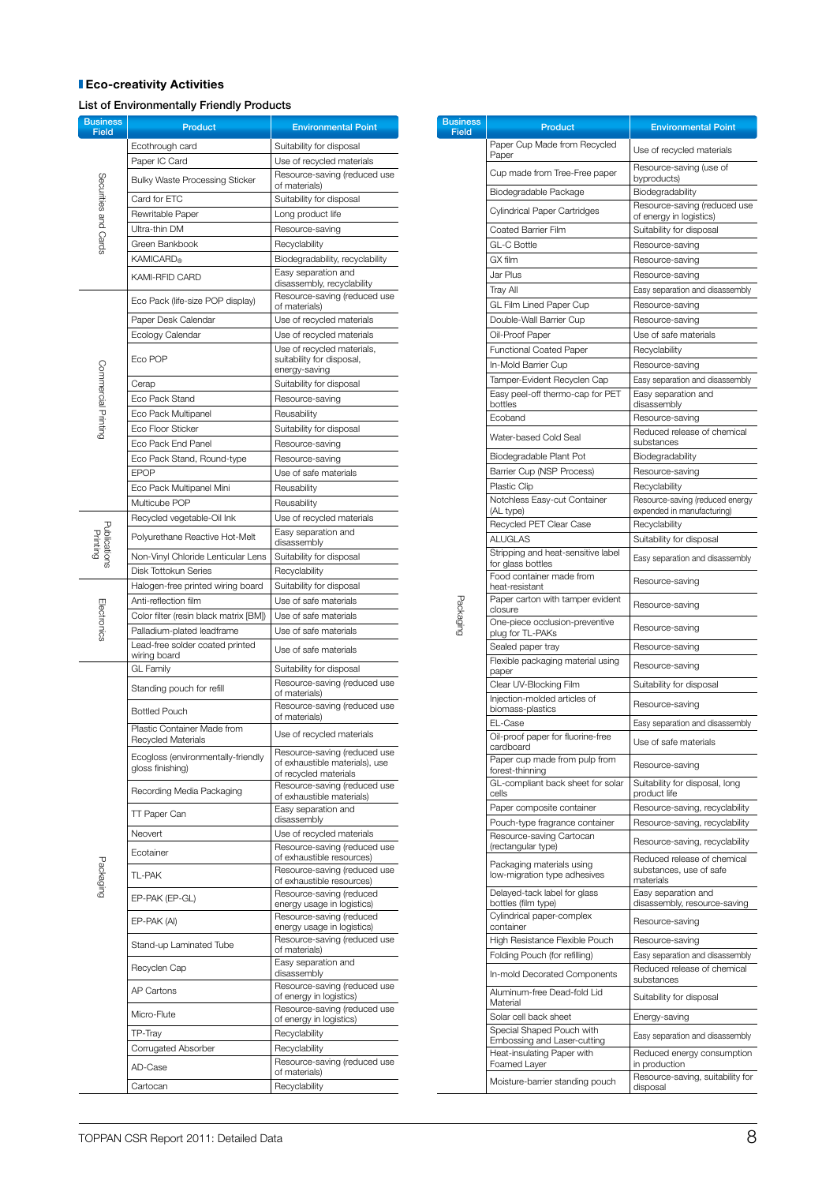## Eco-creativity Activities

### List of Environmentally Friendly Products

| Business Field | Product | Environmental Point |
|---|---|---|
| Securities and Cards | Ecothrough card | Suitability for disposal |
| | Paper IC Card | Use of recycled materials |
| | Bulky Waste Processing Sticker | Resource-saving (reduced use of materials) |
| | Card for ETC | Suitability for disposal |
| | Rewritable Paper | Long product life |
| | Ultra-thin DM | Resource-saving |
| | Green Bankbook | Recyclability |
| | KAMICARD® | Biodegradability, recyclability |
| | KAMI-RFID CARD | Easy separation and disassembly, recyclability |
| Commercial Printing | Eco Pack (life-size POP display) | Resource-saving (reduced use of materials) |
| | Paper Desk Calendar | Use of recycled materials |
| | Ecology Calendar | Use of recycled materials |
| | Eco POP | Use of recycled materials, suitability for disposal, energy-saving |
| | Cerap | Suitability for disposal |
| | Eco Pack Stand | Resource-saving |
| | Eco Pack Multipanel | Reusability |
| | Eco Floor Sticker | Suitability for disposal |
| | Eco Pack End Panel | Resource-saving |
| | Eco Pack Stand, Round-type | Resource-saving |
| | EPOP | Use of safe materials |
| | Eco Pack Multipanel Mini | Reusability |
| | Multicube POP | Reusability |
| Publications Printing | Recycled vegetable-Oil Ink | Use of recycled materials |
| | Polyurethane Reactive Hot-Melt | Easy separation and disassembly |
| | Non-Vinyl Chloride Lenticular Lens | Suitability for disposal |
| | Disk Tottokun Series | Recyclability |
| Electronics | Halogen-free printed wiring board | Suitability for disposal |
| | Anti-reflection film | Use of safe materials |
| | Color filter (resin black matrix [BM]) | Use of safe materials |
| | Palladium-plated leadframe | Use of safe materials |
| | Lead-free solder coated printed wiring board | Use of safe materials |
| Packaging | GL Family | Suitability for disposal |
| | Standing pouch for refill | Resource-saving (reduced use of materials) |
| | Bottled Pouch | Resource-saving (reduced use of materials) |
| | Plastic Container Made from Recycled Materials | Use of recycled materials |
| | Ecogloss (environmentally-friendly gloss finishing) | Resource-saving (reduced use of exhaustible materials), use of recycled materials |
| | Recording Media Packaging | Resource-saving (reduced use of exhaustible materials) |
| | TT Paper Can | Easy separation and disassembly |
| | Neovert | Use of recycled materials |
| | Ecotainer | Resource-saving (reduced use of exhaustible resources) |
| | TL-PAK | Resource-saving (reduced use of exhaustible resources) |
| | EP-PAK (EP-GL) | Resource-saving (reduced energy usage in logistics) |
| | EP-PAK (Al) | Resource-saving (reduced energy usage in logistics) |
| | Stand-up Laminated Tube | Resource-saving (reduced use of materials) |
| | Recyclen Cap | Easy separation and disassembly |
| | AP Cartons | Resource-saving (reduced use of energy in logistics) |
| | Micro-Flute | Resource-saving (reduced use of energy in logistics) |
| | TP-Tray | Recyclability |
| | Corrugated Absorber | Recyclability |
| | AD-Case | Resource-saving (reduced use of materials) |
| | Cartocan | Recyclability |

| Business Field | Product | Environmental Point |
|---|---|---|
| Packaging | Paper Cup Made from Recycled Paper | Use of recycled materials |
| | Cup made from Tree-Free paper | Resource-saving (use of byproducts) |
| | Biodegradable Package | Biodegradability |
| | Cylindrical Paper Cartridges | Resource-saving (reduced use of energy in logistics) |
| | Coated Barrier Film | Suitability for disposal |
| | GL-C Bottle | Resource-saving |
| | GX film | Resource-saving |
| | Jar Plus | Resource-saving |
| | Tray All | Easy separation and disassembly |
| | GL Film Lined Paper Cup | Resource-saving |
| | Double-Wall Barrier Cup | Resource-saving |
| | Oil-Proof Paper | Use of safe materials |
| | Functional Coated Paper | Recyclability |
| | In-Mold Barrier Cup | Resource-saving |
| | Tamper-Evident Recyclen Cap | Easy separation and disassembly |
| | Easy peel-off thermo-cap for PET bottles | Easy separation and disassembly |
| | Ecoband | Resource-saving |
| | Water-based Cold Seal | Reduced release of chemical substances |
| | Biodegradable Plant Pot | Biodegradability |
| | Barrier Cup (NSP Process) | Resource-saving |
| | Plastic Clip | Recyclability |
| | Notchless Easy-cut Container (AL type) | Resource-saving (reduced energy expended in manufacturing) |
| | Recycled PET Clear Case | Recyclability |
| | ALUGLAS | Suitability for disposal |
| | Stripping and heat-sensitive label for glass bottles | Easy separation and disassembly |
| | Food container made from heat-resistant | Resource-saving |
| | Paper carton with tamper evident closure | Resource-saving |
| | One-piece occlusion-preventive plug for TL-PAKs | Resource-saving |
| | Sealed paper tray | Resource-saving |
| | Flexible packaging material using paper | Resource-saving |
| | Clear UV-Blocking Film | Suitability for disposal |
| | Injection-molded articles of biomass-plastics | Resource-saving |
| | EL-Case | Easy separation and disassembly |
| | Oil-proof paper for fluorine-free cardboard | Use of safe materials |
| | Paper cup made from pulp from forest-thinning | Resource-saving |
| | GL-compliant back sheet for solar cells | Suitability for disposal, long product life |
| | Paper composite container | Resource-saving, recyclability |
| | Pouch-type fragrance container | Resource-saving, recyclability |
| | Resource-saving Cartocan (rectangular type) | Resource-saving, recyclability |
| | Packaging materials using low-migration type adhesives | Reduced release of chemical substances, use of safe materials |
| | Delayed-tack label for glass bottles (film type) | Easy separation and disassembly, resource-saving |
| | Cylindrical paper-complex container | Resource-saving |
| | High Resistance Flexible Pouch | Resource-saving |
| | Folding Pouch (for refilling) | Easy separation and disassembly |
| | In-mold Decorated Components | Reduced release of chemical substances |
| | Aluminum-free Dead-fold Lid Material | Suitability for disposal |
| | Solar cell back sheet | Energy-saving |
| | Special Shaped Pouch with Embossing and Laser-cutting | Easy separation and disassembly |
| | Heat-insulating Paper with Foamed Layer | Reduced energy consumption in production |
| | Moisture-barrier standing pouch | Resource-saving, suitability for disposal |

TOPPAN CSR Report 2011: Detailed Data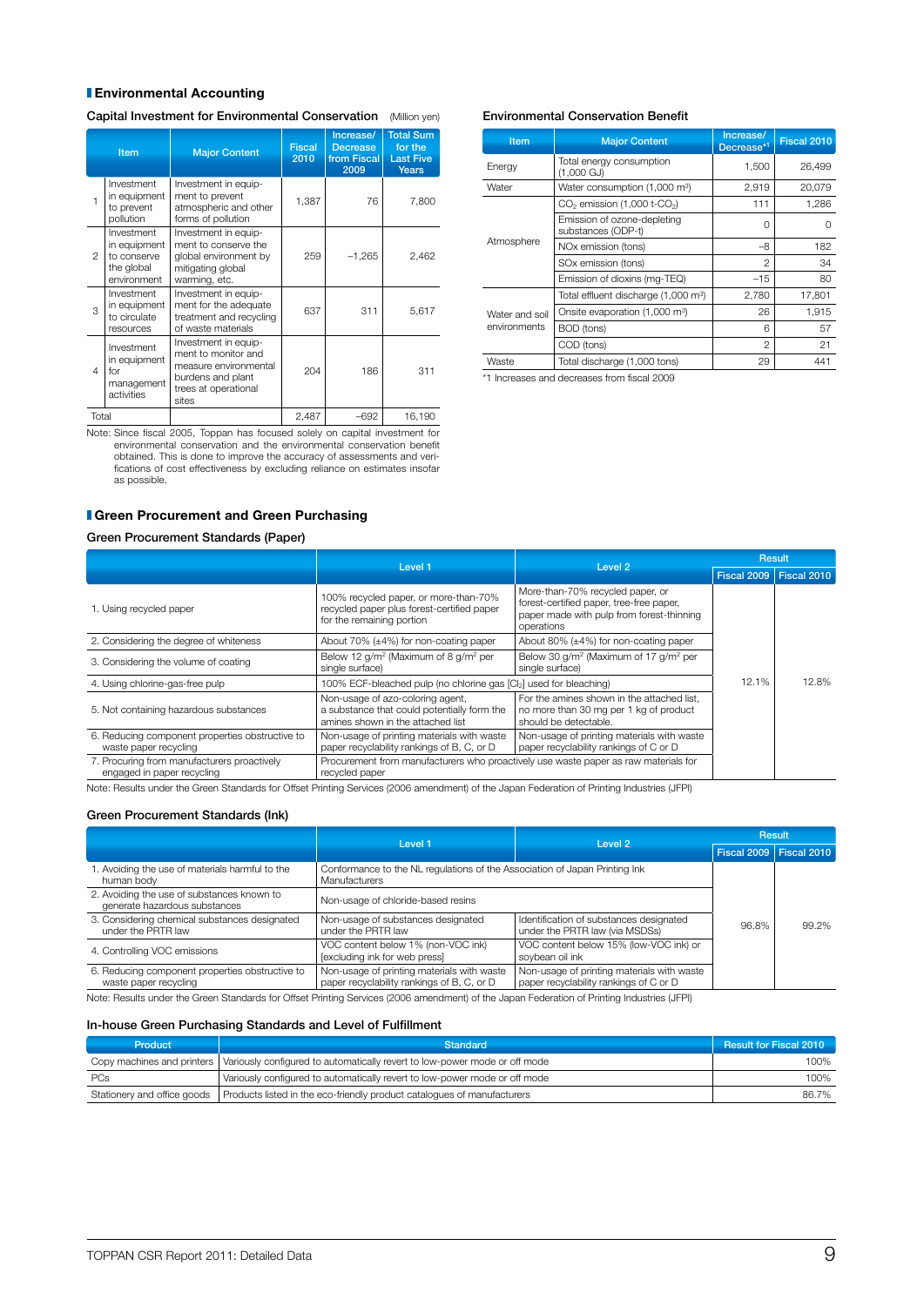## Environmental Accounting

### Capital Investment for Environmental Conservation

(Million yen)

| | Item | Major Content | Fiscal 2010 | Increase/ Decrease from Fiscal 2009 | Total Sum for the Last Five Years |
|---|---|---|---|---|---|
| 1 | Investment in equipment to prevent pollution | Investment in equipment to prevent atmospheric and other forms of pollution | 1,387 | 76 | 7,800 |
| 2 | Investment in equipment to conserve the global environment | Investment in equipment to conserve the global environment by mitigating global warming, etc. | 259 | −1,265 | 2,462 |
| 3 | Investment in equipment to circulate resources | Investment in equipment for the adequate treatment and recycling of waste materials | 637 | 311 | 5,617 |
| 4 | Investment in equipment for management activities | Investment in equipment to monitor and measure environmental burdens and plant trees at operational sites | 204 | 186 | 311 |
| Total | | | 2,487 | −692 | 16,190 |

Note: Since fiscal 2005, Toppan has focused solely on capital investment for environmental conservation and the environmental conservation benefit obtained. This is done to improve the accuracy of assessments and verifications of cost effectiveness by excluding reliance on estimates insofar as possible.

### Environmental Conservation Benefit

| Item | Major Content | Increase/ Decrease*1 | Fiscal 2010 |
|---|---|---|---|
| Energy | Total energy consumption (1,000 GJ) | 1,500 | 26,499 |
| Water | Water consumption (1,000 m³) | 2,919 | 20,079 |
| Atmosphere | $CO_2$ emission (1,000 t-$CO_2$) | 111 | 1,286 |
| | Emission of ozone-depleting substances (ODP-t) | 0 | 0 |
| | NOx emission (tons) | −8 | 182 |
| | SOx emission (tons) | 2 | 34 |
| | Emission of dioxins (mg-TEQ) | −15 | 80 |
| Water and soil environments | Total effluent discharge (1,000 m³) | 2,780 | 17,801 |
| | Onsite evaporation (1,000 m³) | 26 | 1,915 |
| | BOD (tons) | 6 | 57 |
| | COD (tons) | 2 | 21 |
| Waste | Total discharge (1,000 tons) | 29 | 441 |

*1 Increases and decreases from fiscal 2009

## Green Procurement and Green Purchasing

### Green Procurement Standards (Paper)

| | Level 1 | Level 2 | Result | |
|---|---|---|---|---|
| | | | Fiscal 2009 | Fiscal 2010 |
| 1. Using recycled paper | 100% recycled paper, or more-than-70% recycled paper plus forest-certified paper for the remaining portion | More-than-70% recycled paper, or forest-certified paper, tree-free paper, paper made with pulp from forest-thinning operations | 12.1% | 12.8% |
| 2. Considering the degree of whiteness | About 70% (±4%) for non-coating paper | About 80% (±4%) for non-coating paper | | |
| 3. Considering the volume of coating | Below 12 g/m² (Maximum of 8 g/m² per single surface) | Below 30 g/m² (Maximum of 17 g/m² per single surface) | | |
| 4. Using chlorine-gas-free pulp | 100% ECF-bleached pulp (no chlorine gas [$Cl_2$] used for bleaching) | | | |
| 5. Not containing hazardous substances | Non-usage of azo-coloring agent, a substance that could potentially form the amines shown in the attached list | For the amines shown in the attached list, no more than 30 mg per 1 kg of product should be detectable. | | |
| 6. Reducing component properties obstructive to waste paper recycling | Non-usage of printing materials with waste paper recyclability rankings of B, C, or D | Non-usage of printing materials with waste paper recyclability rankings of C or D | | |
| 7. Procuring from manufacturers proactively engaged in paper recycling | Procurement from manufacturers who proactively use waste paper as raw materials for recycled paper | | | |

Note: Results under the Green Standards for Offset Printing Services (2006 amendment) of the Japan Federation of Printing Industries (JFPI)

### Green Procurement Standards (Ink)

| | Level 1 | Level 2 | Result | |
|---|---|---|---|---|
| | | | Fiscal 2009 | Fiscal 2010 |
| 1. Avoiding the use of materials harmful to the human body | Conformance to the NL regulations of the Association of Japan Printing Ink Manufacturers | | 96.8% | 99.2% |
| 2. Avoiding the use of substances known to generate hazardous substances | Non-usage of chloride-based resins | | | |
| 3. Considering chemical substances designated under the PRTR law | Non-usage of substances designated under the PRTR law | Identification of substances designated under the PRTR law (via MSDSs) | | |
| 4. Controlling VOC emissions | VOC content below 1% (non-VOC ink) [excluding ink for web press] | VOC content below 15% (low-VOC ink) or soybean oil ink | | |
| 6. Reducing component properties obstructive to waste paper recycling | Non-usage of printing materials with waste paper recyclability rankings of B, C, or D | Non-usage of printing materials with waste paper recyclability rankings of C or D | | |

Note: Results under the Green Standards for Offset Printing Services (2006 amendment) of the Japan Federation of Printing Industries (JFPI)

### In-house Green Purchasing Standards and Level of Fulfillment

| Product | Standard | Result for Fiscal 2010 |
|---|---|---|
| Copy machines and printers | Variously configured to automatically revert to low-power mode or off mode | 100% |
| PCs | Variously configured to automatically revert to low-power mode or off mode | 100% |
| Stationery and office goods | Products listed in the eco-friendly product catalogues of manufacturers | 86.7% |